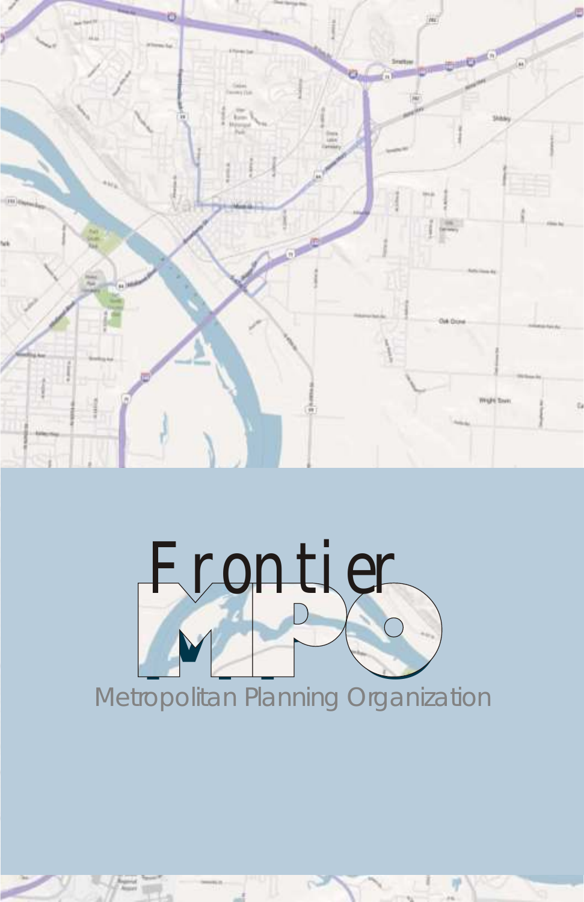# Frontier MPO

Metropolitan Planning Organization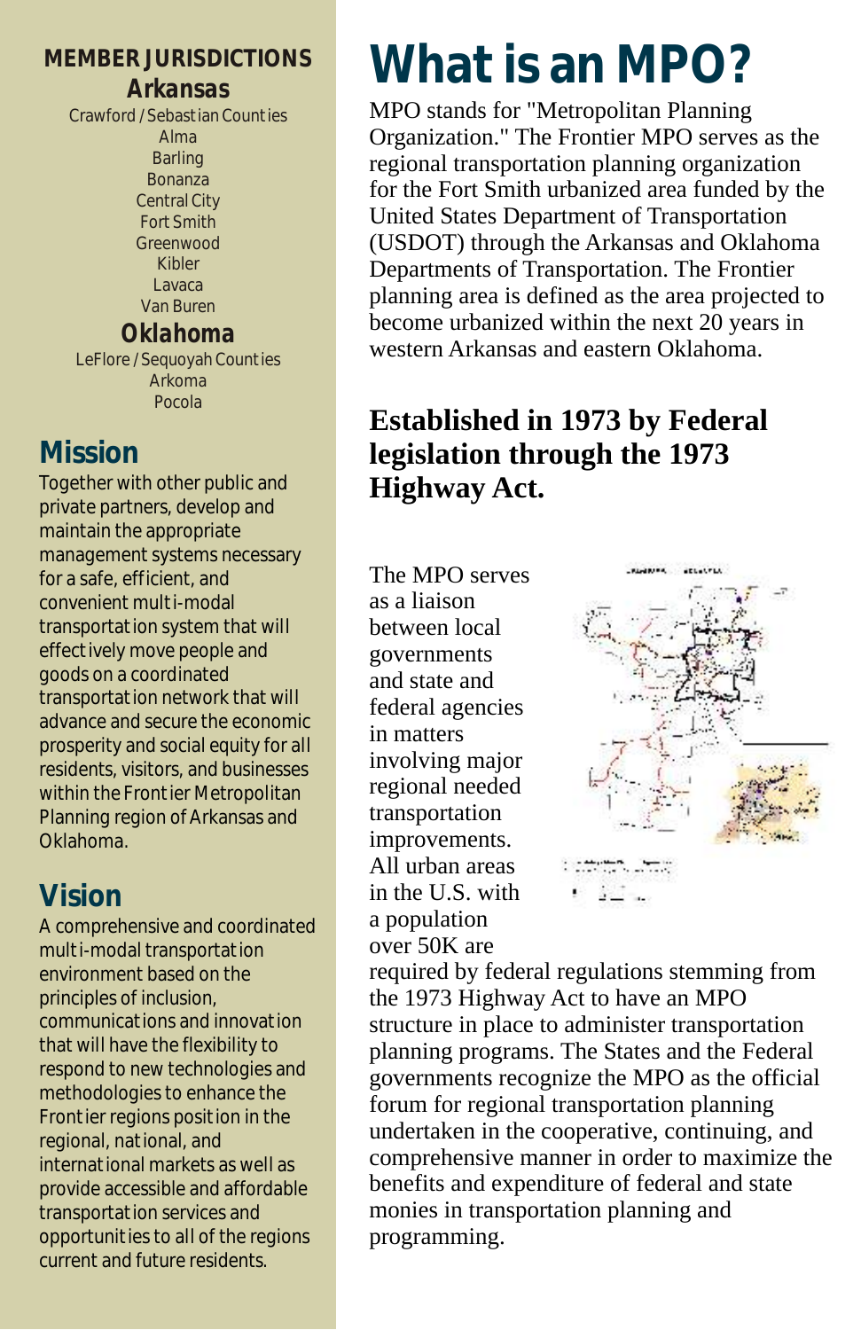## MEMBER JURISDICTIONS

### Arkansas

Crawford / Sebastian Counties
Alma
Barling
Bonanza
Central City
Fort Smith
Greenwood
Kibler
Lavaca
Van Buren

### Oklahoma

LeFlore / Sequoyah Counties
Arkoma
Pocola

## Mission

Together with other public and private partners, develop and maintain the appropriate management systems necessary for a safe, efficient, and convenient multi-modal transportation system that will effectively move people and goods on a coordinated transportation network that will advance and secure the economic prosperity and social equity for all residents, visitors, and businesses within the Frontier Metropolitan Planning region of Arkansas and Oklahoma.

## Vision

A comprehensive and coordinated multi-modal transportation environment based on the principles of inclusion, communications and innovation that will have the flexibility to respond to new technologies and methodologies to enhance the Frontier regions position in the regional, national, and international markets as well as provide accessible and affordable transportation services and opportunities to all of the regions current and future residents.

# What is an MPO?

MPO stands for "Metropolitan Planning Organization." The Frontier MPO serves as the regional transportation planning organization for the Fort Smith urbanized area funded by the United States Department of Transportation (USDOT) through the Arkansas and Oklahoma Departments of Transportation. The Frontier planning area is defined as the area projected to become urbanized within the next 20 years in western Arkansas and eastern Oklahoma.

## Established in 1973 by Federal legislation through the 1973 Highway Act.

The MPO serves as a liaison between local governments and state and federal agencies in matters involving major regional needed transportation improvements. All urban areas in the U.S. with a population over 50K are required by federal regulations stemming from the 1973 Highway Act to have an MPO structure in place to administer transportation planning programs. The States and the Federal governments recognize the MPO as the official forum for regional transportation planning undertaken in the cooperative, continuing, and comprehensive manner in order to maximize the benefits and expenditure of federal and state monies in transportation planning and programming.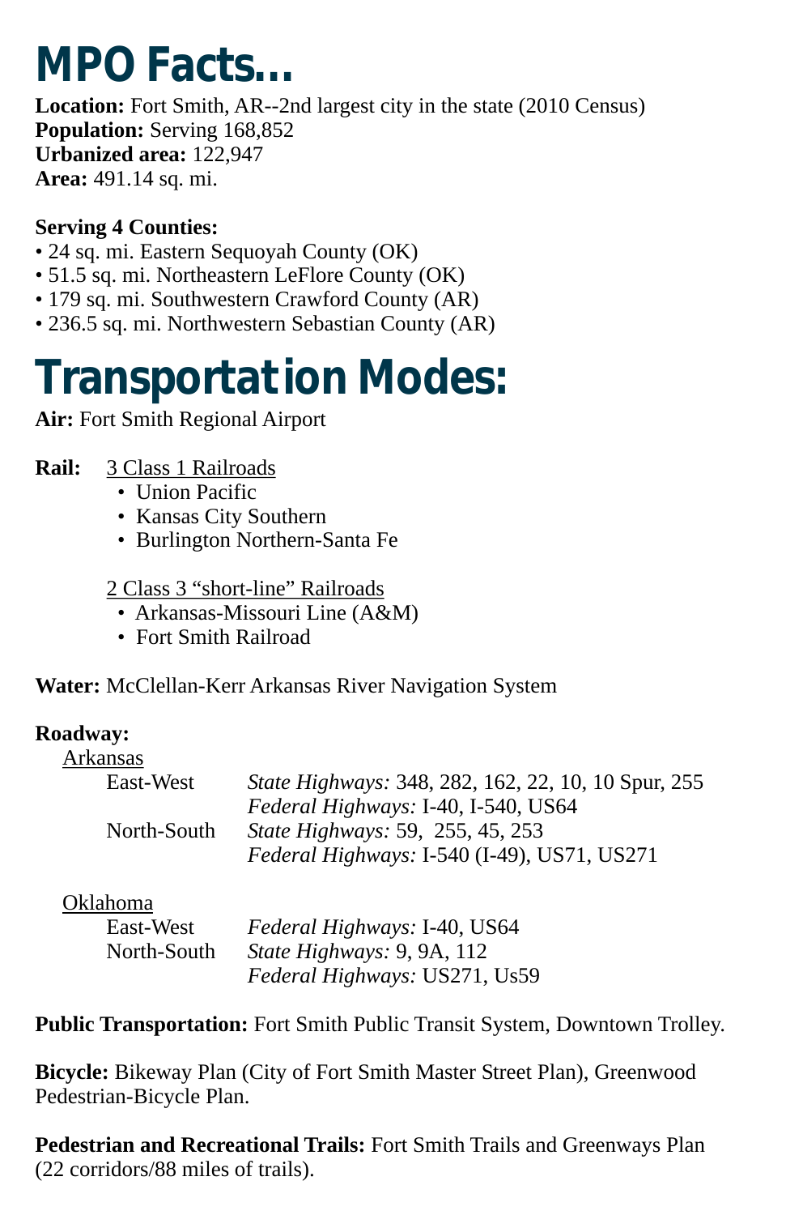# MPO Facts...

**Location:** Fort Smith, AR--2nd largest city in the state (2010 Census)
**Population:** Serving 168,852
**Urbanized area:** 122,947
**Area:** 491.14 sq. mi.

**Serving 4 Counties:**

- 24 sq. mi. Eastern Sequoyah County (OK)
- 51.5 sq. mi. Northeastern LeFlore County (OK)
- 179 sq. mi. Southwestern Crawford County (AR)
- 236.5 sq. mi. Northwestern Sebastian County (AR)

# Transportation Modes:

**Air:** Fort Smith Regional Airport

**Rail:** 3 Class 1 Railroads

- Union Pacific
- Kansas City Southern
- Burlington Northern-Santa Fe

2 Class 3 "short-line" Railroads

- Arkansas-Missouri Line (A&M)
- Fort Smith Railroad

**Water:** McClellan-Kerr Arkansas River Navigation System

**Roadway:**

Arkansas

- East-West
  - *State Highways:* 348, 282, 162, 22, 10, 10 Spur, 255
  - *Federal Highways:* I-40, I-540, US64
- North-South
  - *State Highways:* 59, 255, 45, 253
  - *Federal Highways:* I-540 (I-49), US71, US271

Oklahoma

- East-West
  - *Federal Highways:* I-40, US64
- North-South
  - *State Highways:* 9, 9A, 112
  - *Federal Highways:* US271, Us59

**Public Transportation:** Fort Smith Public Transit System, Downtown Trolley.

**Bicycle:** Bikeway Plan (City of Fort Smith Master Street Plan), Greenwood Pedestrian-Bicycle Plan.

**Pedestrian and Recreational Trails:** Fort Smith Trails and Greenways Plan (22 corridors/88 miles of trails).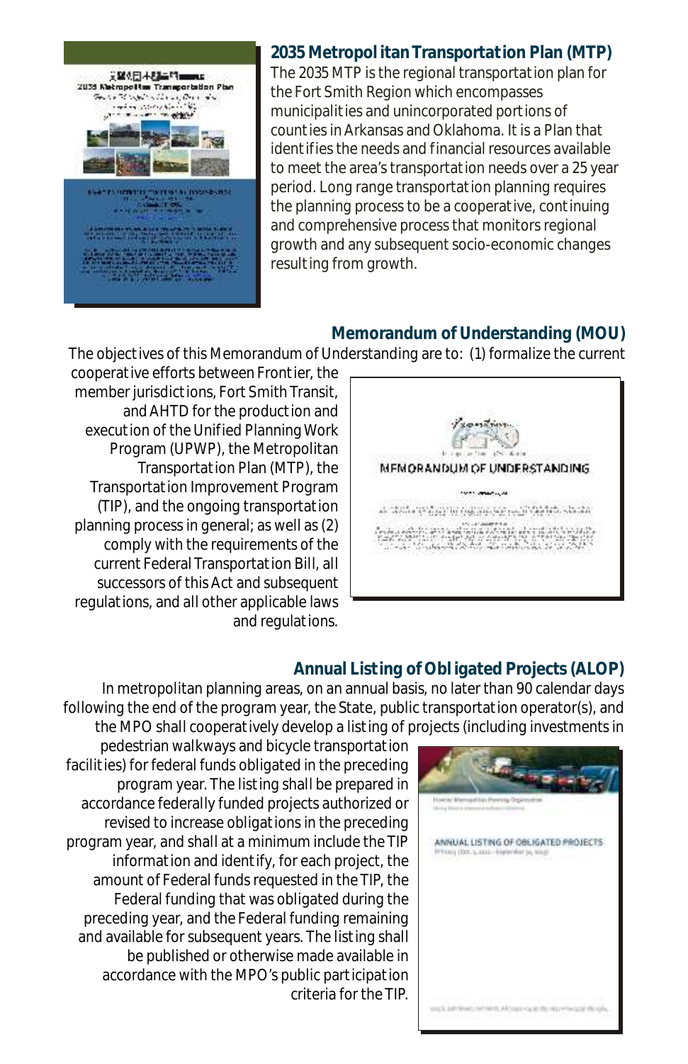## 2035 Metropolitan Transportation Plan (MTP)

The 2035 MTP is the regional transportation plan for the Fort Smith Region which encompasses municipalities and unincorporated portions of counties in Arkansas and Oklahoma. It is a Plan that identifies the needs and financial resources available to meet the area's transportation needs over a 25 year period. Long range transportation planning requires the planning process to be a cooperative, continuing and comprehensive process that monitors regional growth and any subsequent socio-economic changes resulting from growth.

## Memorandum of Understanding (MOU)

The objectives of this Memorandum of Understanding are to: (1) formalize the current cooperative efforts between Frontier, the member jurisdictions, Fort Smith Transit, and AHTD for the production and execution of the Unified Planning Work Program (UPWP), the Metropolitan Transportation Plan (MTP), the Transportation Improvement Program (TIP), and the ongoing transportation planning process in general; as well as (2) comply with the requirements of the current Federal Transportation Bill, all successors of this Act and subsequent regulations, and all other applicable laws and regulations.

## Annual Listing of Obligated Projects (ALOP)

In metropolitan planning areas, on an annual basis, no later than 90 calendar days following the end of the program year, the State, public transportation operator(s), and the MPO shall cooperatively develop a listing of projects (including investments in pedestrian walkways and bicycle transportation facilities) for federal funds obligated in the preceding program year. The listing shall be prepared in accordance federally funded projects authorized or revised to increase obligations in the preceding program year, and shall at a minimum include the TIP information and identify, for each project, the amount of Federal funds requested in the TIP, the Federal funding that was obligated during the preceding year, and the Federal funding remaining and available for subsequent years. The listing shall be published or otherwise made available in accordance with the MPO's public participation criteria for the TIP.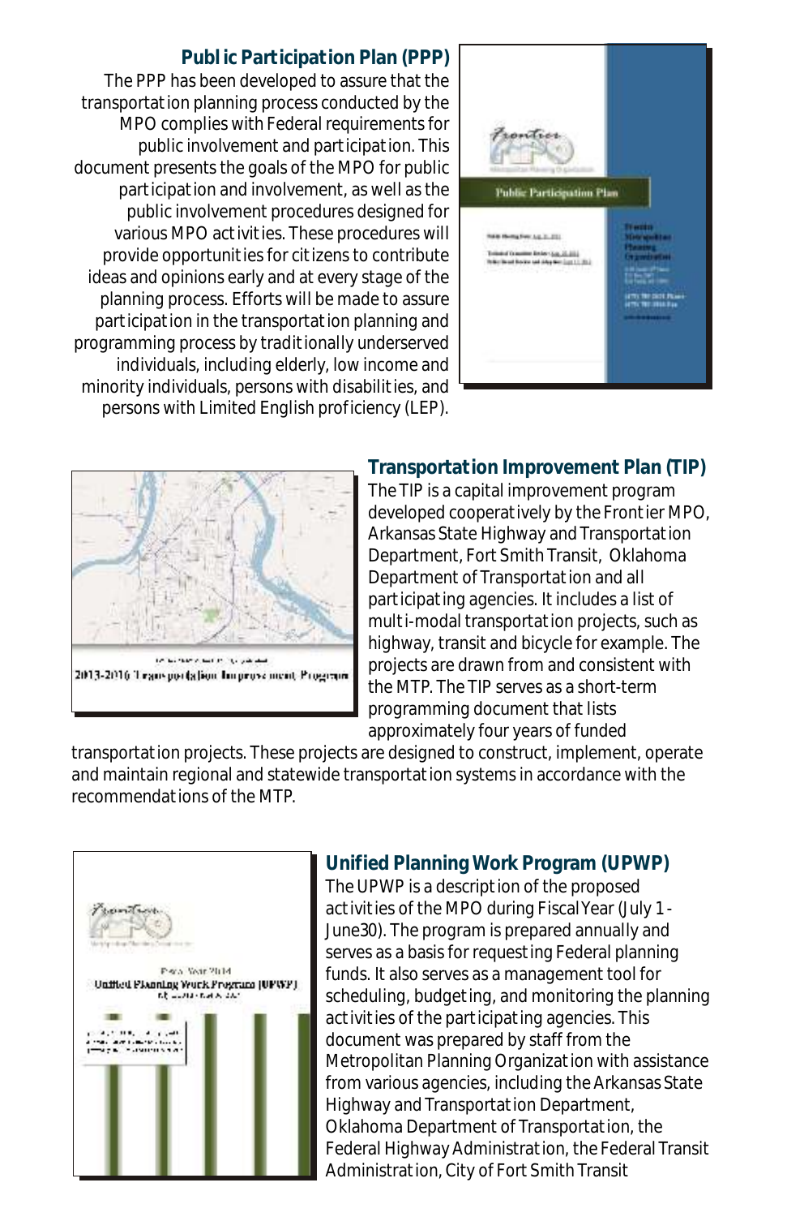## Public Participation Plan (PPP)

The PPP has been developed to assure that the transportation planning process conducted by the MPO complies with Federal requirements for public involvement and participation. This document presents the goals of the MPO for public participation and involvement, as well as the public involvement procedures designed for various MPO activities. These procedures will provide opportunities for citizens to contribute ideas and opinions early and at every stage of the planning process. Efforts will be made to assure participation in the transportation planning and programming process by traditionally underserved individuals, including elderly, low income and minority individuals, persons with disabilities, and persons with Limited English proficiency (LEP).

## Transportation Improvement Plan (TIP)

The TIP is a capital improvement program developed cooperatively by the Frontier MPO, Arkansas State Highway and Transportation Department, Fort Smith Transit, Oklahoma Department of Transportation and all participating agencies. It includes a list of multi-modal transportation projects, such as highway, transit and bicycle for example. The projects are drawn from and consistent with the MTP. The TIP serves as a short-term programming document that lists approximately four years of funded transportation projects. These projects are designed to construct, implement, operate and maintain regional and statewide transportation systems in accordance with the recommendations of the MTP.

## Unified Planning Work Program (UPWP)

The UPWP is a description of the proposed activities of the MPO during Fiscal Year (July 1 - June30). The program is prepared annually and serves as a basis for requesting Federal planning funds. It also serves as a management tool for scheduling, budgeting, and monitoring the planning activities of the participating agencies. This document was prepared by staff from the Metropolitan Planning Organization with assistance from various agencies, including the Arkansas State Highway and Transportation Department, Oklahoma Department of Transportation, the Federal Highway Administration, the Federal Transit Administration, City of Fort Smith Transit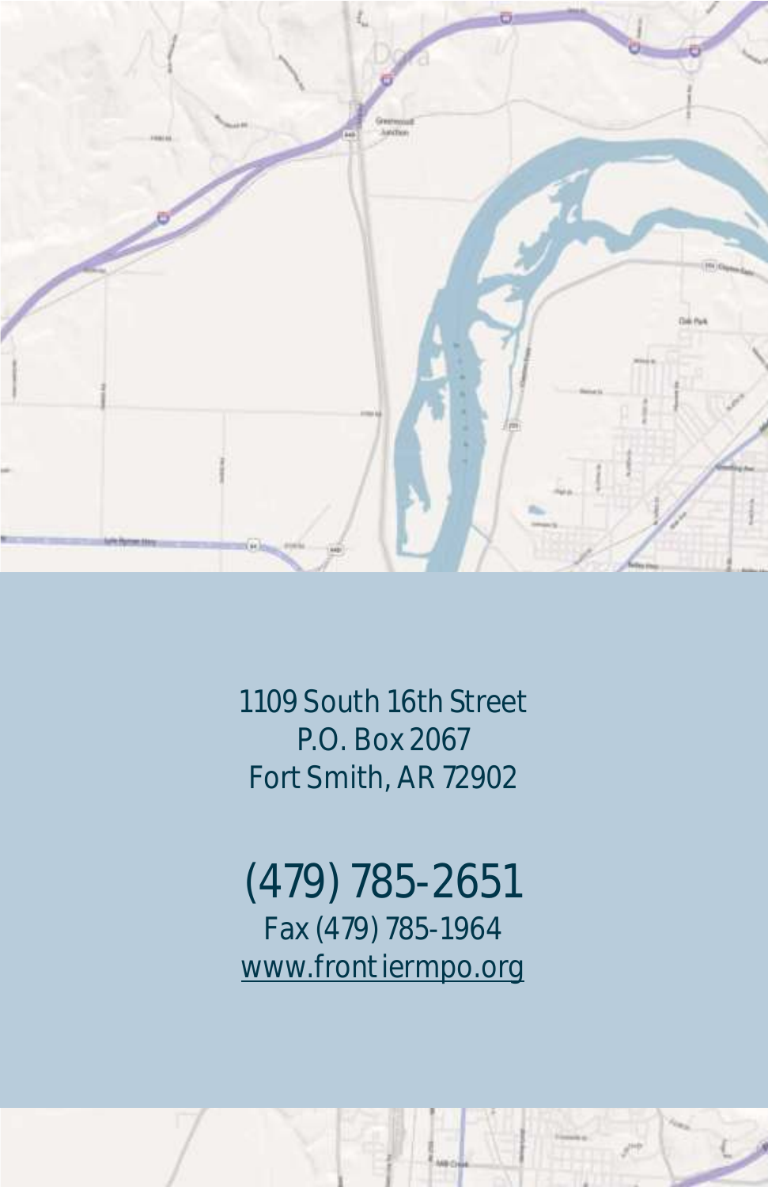1109 South 16th Street
P.O. Box 2067
Fort Smith, AR 72902

(479) 785-2651
Fax (479) 785-1964
www.frontiermpo.org